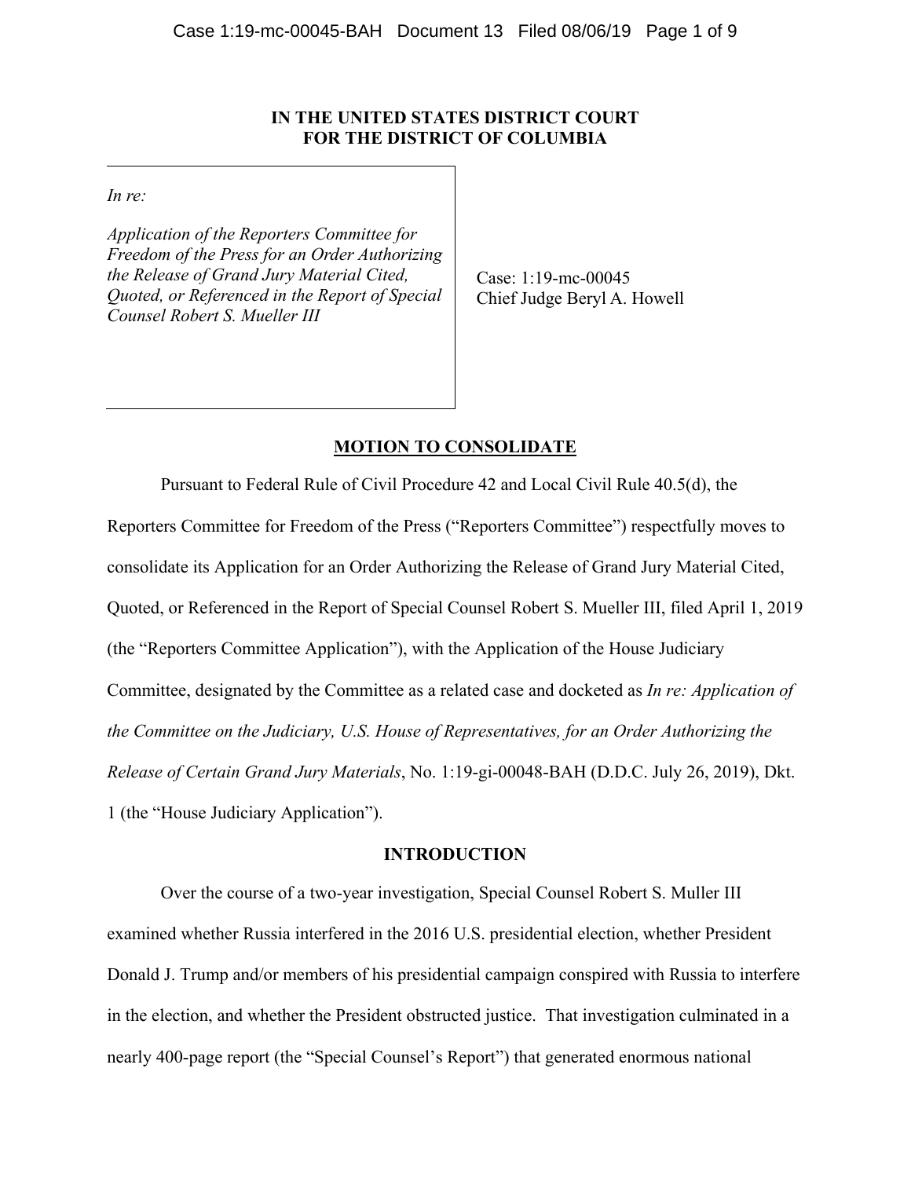**IN THE UNITED STATES DISTRICT COURT**
**FOR THE DISTRICT OF COLUMBIA**

| | |
|---|---|
| *In re:* *Application of the Reporters Committee for Freedom of the Press for an Order Authorizing the Release of Grand Jury Material Cited, Quoted, or Referenced in the Report of Special Counsel Robert S. Mueller III* | Case: 1:19-mc-00045 Chief Judge Beryl A. Howell |

## MOTION TO CONSOLIDATE

Pursuant to Federal Rule of Civil Procedure 42 and Local Civil Rule 40.5(d), the Reporters Committee for Freedom of the Press ("Reporters Committee") respectfully moves to consolidate its Application for an Order Authorizing the Release of Grand Jury Material Cited, Quoted, or Referenced in the Report of Special Counsel Robert S. Mueller III, filed April 1, 2019 (the "Reporters Committee Application"), with the Application of the House Judiciary Committee, designated by the Committee as a related case and docketed as *In re: Application of the Committee on the Judiciary, U.S. House of Representatives, for an Order Authorizing the Release of Certain Grand Jury Materials*, No. 1:19-gi-00048-BAH (D.D.C. July 26, 2019), Dkt. 1 (the "House Judiciary Application").

## INTRODUCTION

Over the course of a two-year investigation, Special Counsel Robert S. Muller III examined whether Russia interfered in the 2016 U.S. presidential election, whether President Donald J. Trump and/or members of his presidential campaign conspired with Russia to interfere in the election, and whether the President obstructed justice. That investigation culminated in a nearly 400-page report (the "Special Counsel's Report") that generated enormous national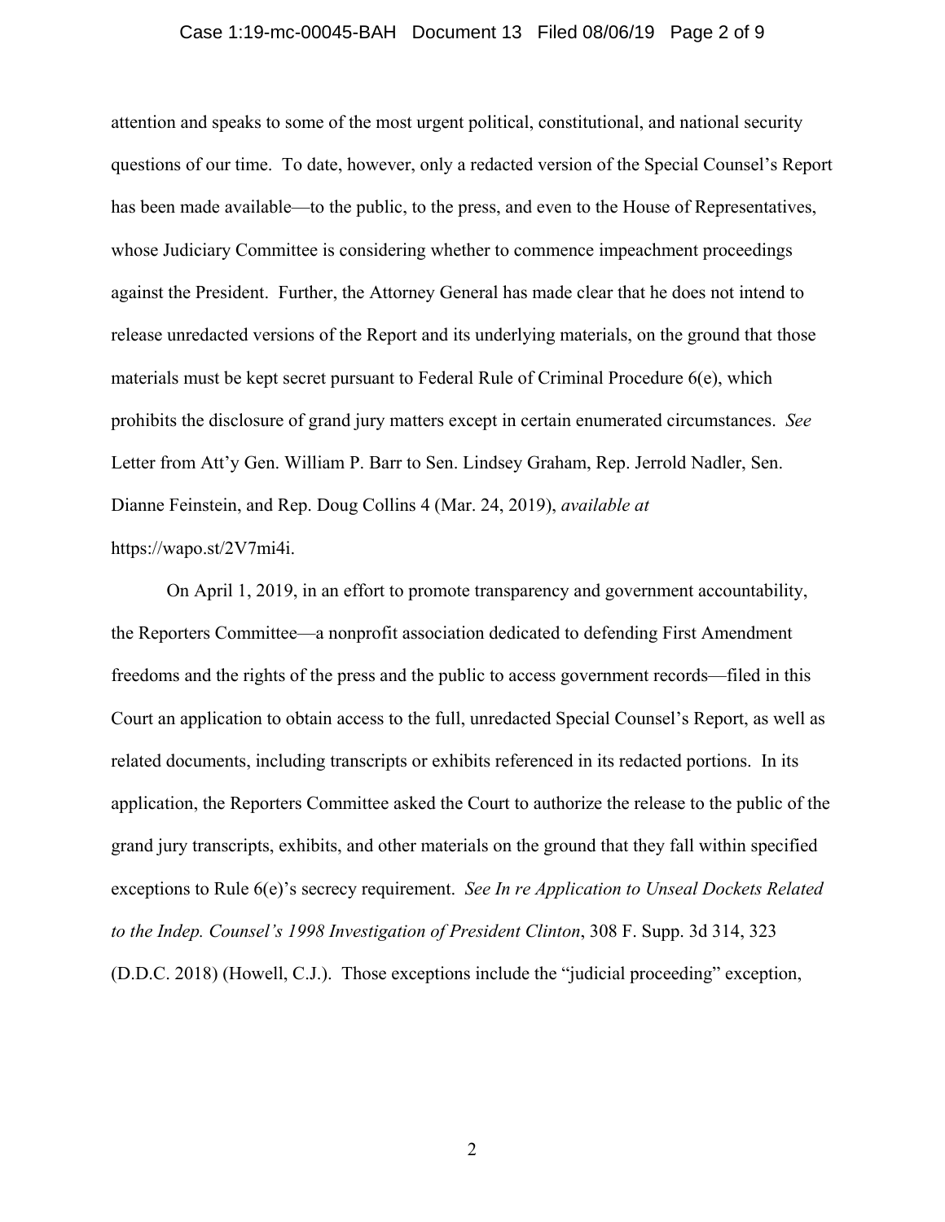attention and speaks to some of the most urgent political, constitutional, and national security questions of our time. To date, however, only a redacted version of the Special Counsel's Report has been made available—to the public, to the press, and even to the House of Representatives, whose Judiciary Committee is considering whether to commence impeachment proceedings against the President. Further, the Attorney General has made clear that he does not intend to release unredacted versions of the Report and its underlying materials, on the ground that those materials must be kept secret pursuant to Federal Rule of Criminal Procedure 6(e), which prohibits the disclosure of grand jury matters except in certain enumerated circumstances. *See* Letter from Att'y Gen. William P. Barr to Sen. Lindsey Graham, Rep. Jerrold Nadler, Sen. Dianne Feinstein, and Rep. Doug Collins 4 (Mar. 24, 2019), *available at* https://wapo.st/2V7mi4i.

On April 1, 2019, in an effort to promote transparency and government accountability, the Reporters Committee—a nonprofit association dedicated to defending First Amendment freedoms and the rights of the press and the public to access government records—filed in this Court an application to obtain access to the full, unredacted Special Counsel's Report, as well as related documents, including transcripts or exhibits referenced in its redacted portions. In its application, the Reporters Committee asked the Court to authorize the release to the public of the grand jury transcripts, exhibits, and other materials on the ground that they fall within specified exceptions to Rule 6(e)'s secrecy requirement. *See In re Application to Unseal Dockets Related to the Indep. Counsel's 1998 Investigation of President Clinton*, 308 F. Supp. 3d 314, 323 (D.D.C. 2018) (Howell, C.J.). Those exceptions include the "judicial proceeding" exception,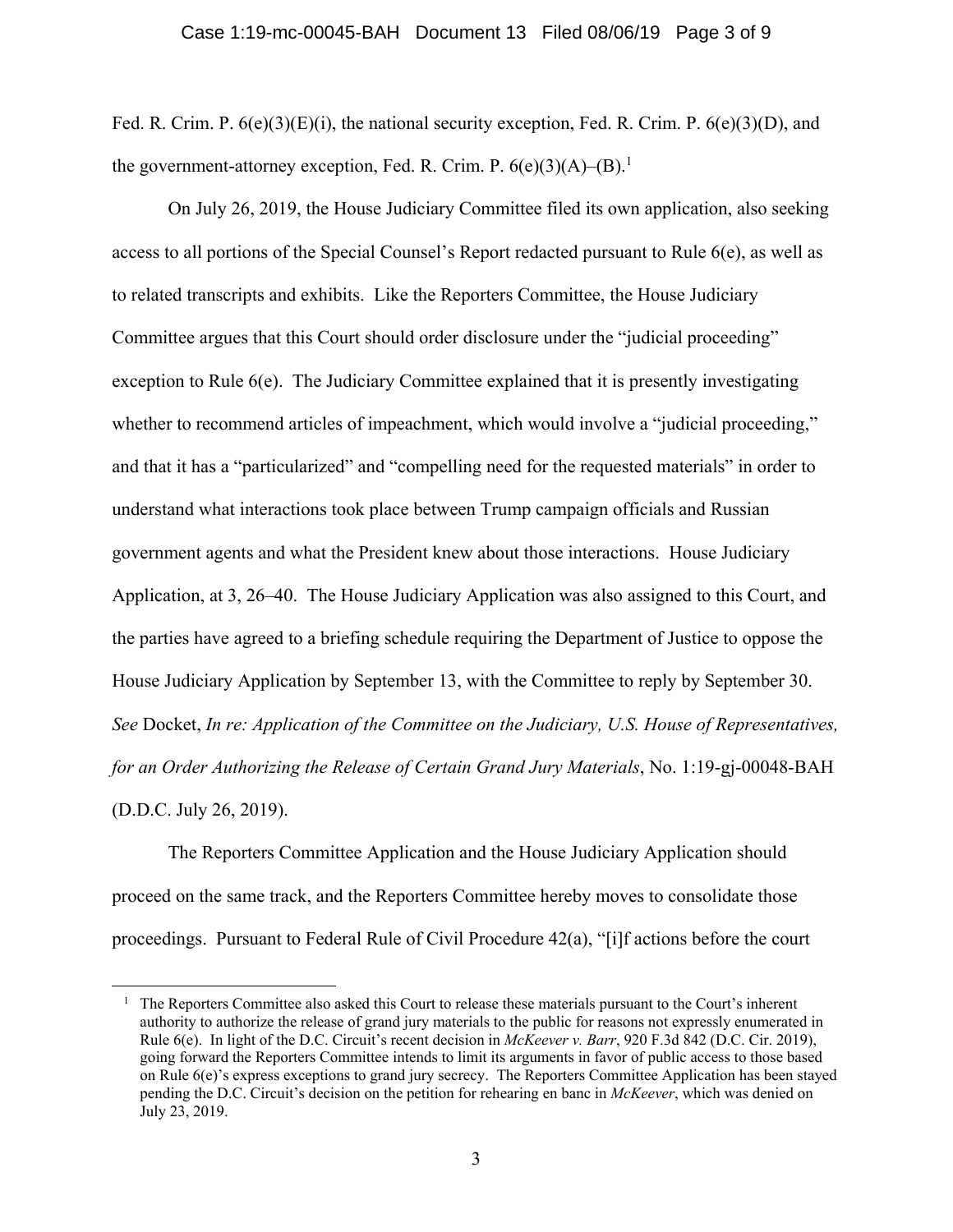Fed. R. Crim. P. 6(e)(3)(E)(i), the national security exception, Fed. R. Crim. P. 6(e)(3)(D), and the government-attorney exception, Fed. R. Crim. P. 6(e)(3)(A)–(B).[1]

On July 26, 2019, the House Judiciary Committee filed its own application, also seeking access to all portions of the Special Counsel's Report redacted pursuant to Rule 6(e), as well as to related transcripts and exhibits. Like the Reporters Committee, the House Judiciary Committee argues that this Court should order disclosure under the "judicial proceeding" exception to Rule 6(e). The Judiciary Committee explained that it is presently investigating whether to recommend articles of impeachment, which would involve a "judicial proceeding," and that it has a "particularized" and "compelling need for the requested materials" in order to understand what interactions took place between Trump campaign officials and Russian government agents and what the President knew about those interactions. House Judiciary Application, at 3, 26–40. The House Judiciary Application was also assigned to this Court, and the parties have agreed to a briefing schedule requiring the Department of Justice to oppose the House Judiciary Application by September 13, with the Committee to reply by September 30. *See* Docket, *In re: Application of the Committee on the Judiciary, U.S. House of Representatives, for an Order Authorizing the Release of Certain Grand Jury Materials*, No. 1:19-gj-00048-BAH (D.D.C. July 26, 2019).

The Reporters Committee Application and the House Judiciary Application should proceed on the same track, and the Reporters Committee hereby moves to consolidate those proceedings. Pursuant to Federal Rule of Civil Procedure 42(a), "[i]f actions before the court

[1] The Reporters Committee also asked this Court to release these materials pursuant to the Court's inherent authority to authorize the release of grand jury materials to the public for reasons not expressly enumerated in Rule 6(e). In light of the D.C. Circuit's recent decision in *McKeever v. Barr*, 920 F.3d 842 (D.C. Cir. 2019), going forward the Reporters Committee intends to limit its arguments in favor of public access to those based on Rule 6(e)'s express exceptions to grand jury secrecy. The Reporters Committee Application has been stayed pending the D.C. Circuit's decision on the petition for rehearing en banc in *McKeever*, which was denied on July 23, 2019.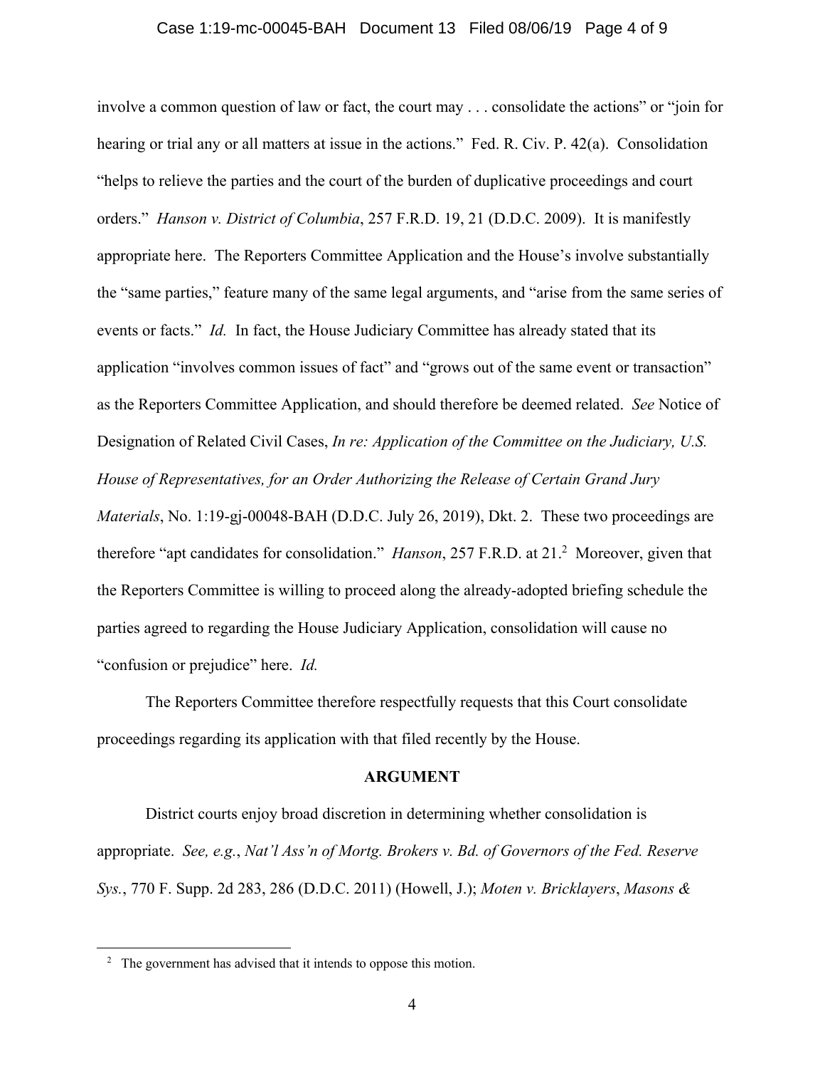involve a common question of law or fact, the court may . . . consolidate the actions" or "join for hearing or trial any or all matters at issue in the actions." Fed. R. Civ. P. 42(a). Consolidation "helps to relieve the parties and the court of the burden of duplicative proceedings and court orders." *Hanson v. District of Columbia*, 257 F.R.D. 19, 21 (D.D.C. 2009). It is manifestly appropriate here. The Reporters Committee Application and the House's involve substantially the "same parties," feature many of the same legal arguments, and "arise from the same series of events or facts." *Id.* In fact, the House Judiciary Committee has already stated that its application "involves common issues of fact" and "grows out of the same event or transaction" as the Reporters Committee Application, and should therefore be deemed related. *See* Notice of Designation of Related Civil Cases, *In re: Application of the Committee on the Judiciary, U.S. House of Representatives, for an Order Authorizing the Release of Certain Grand Jury Materials*, No. 1:19-gj-00048-BAH (D.D.C. July 26, 2019), Dkt. 2. These two proceedings are therefore "apt candidates for consolidation." *Hanson*, 257 F.R.D. at 21.[2] Moreover, given that the Reporters Committee is willing to proceed along the already-adopted briefing schedule the parties agreed to regarding the House Judiciary Application, consolidation will cause no "confusion or prejudice" here. *Id.*

The Reporters Committee therefore respectfully requests that this Court consolidate proceedings regarding its application with that filed recently by the House.

## ARGUMENT

District courts enjoy broad discretion in determining whether consolidation is appropriate. *See, e.g.*, *Nat'l Ass'n of Mortg. Brokers v. Bd. of Governors of the Fed. Reserve Sys.*, 770 F. Supp. 2d 283, 286 (D.D.C. 2011) (Howell, J.); *Moten v. Bricklayers*, *Masons &*

---

[2] The government has advised that it intends to oppose this motion.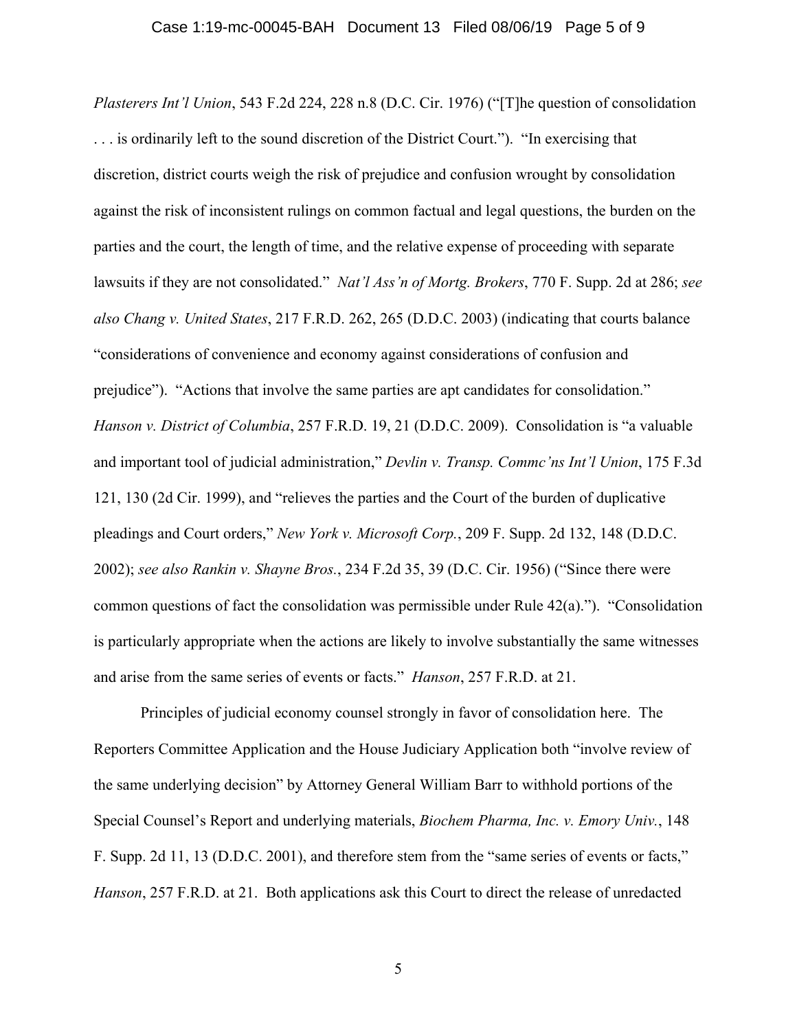*Plasterers Int'l Union*, 543 F.2d 224, 228 n.8 (D.C. Cir. 1976) ("[T]he question of consolidation . . . is ordinarily left to the sound discretion of the District Court."). "In exercising that discretion, district courts weigh the risk of prejudice and confusion wrought by consolidation against the risk of inconsistent rulings on common factual and legal questions, the burden on the parties and the court, the length of time, and the relative expense of proceeding with separate lawsuits if they are not consolidated." *Nat'l Ass'n of Mortg. Brokers*, 770 F. Supp. 2d at 286; *see also Chang v. United States*, 217 F.R.D. 262, 265 (D.D.C. 2003) (indicating that courts balance "considerations of convenience and economy against considerations of confusion and prejudice"). "Actions that involve the same parties are apt candidates for consolidation." *Hanson v. District of Columbia*, 257 F.R.D. 19, 21 (D.D.C. 2009). Consolidation is "a valuable and important tool of judicial administration," *Devlin v. Transp. Commc'ns Int'l Union*, 175 F.3d 121, 130 (2d Cir. 1999), and "relieves the parties and the Court of the burden of duplicative pleadings and Court orders," *New York v. Microsoft Corp.*, 209 F. Supp. 2d 132, 148 (D.D.C. 2002); *see also Rankin v. Shayne Bros.*, 234 F.2d 35, 39 (D.C. Cir. 1956) ("Since there were common questions of fact the consolidation was permissible under Rule 42(a)."). "Consolidation is particularly appropriate when the actions are likely to involve substantially the same witnesses and arise from the same series of events or facts." *Hanson*, 257 F.R.D. at 21.

Principles of judicial economy counsel strongly in favor of consolidation here. The Reporters Committee Application and the House Judiciary Application both "involve review of the same underlying decision" by Attorney General William Barr to withhold portions of the Special Counsel's Report and underlying materials, *Biochem Pharma, Inc. v. Emory Univ.*, 148 F. Supp. 2d 11, 13 (D.D.C. 2001), and therefore stem from the "same series of events or facts," *Hanson*, 257 F.R.D. at 21. Both applications ask this Court to direct the release of unredacted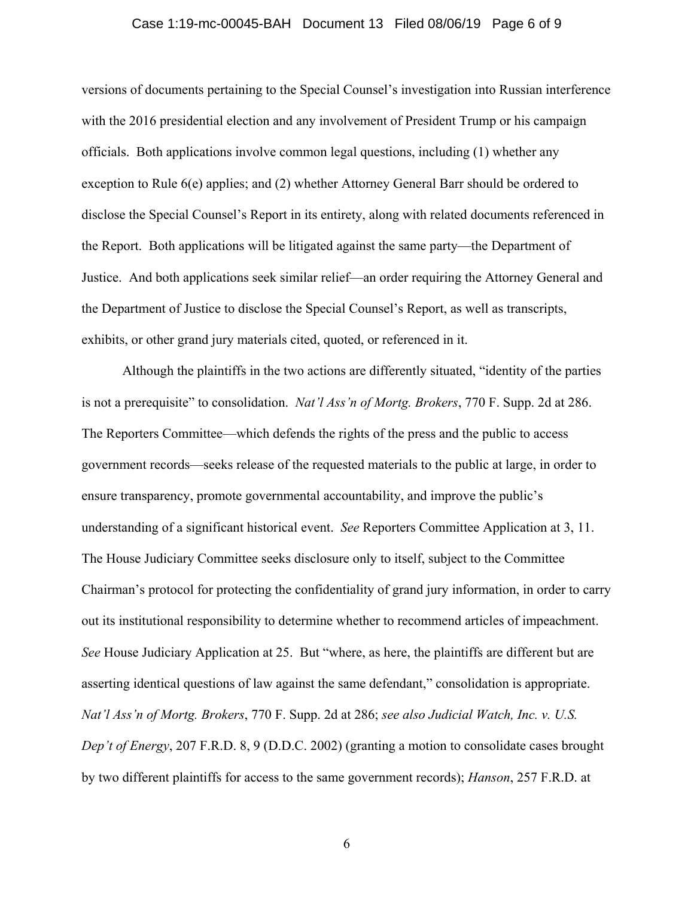versions of documents pertaining to the Special Counsel's investigation into Russian interference with the 2016 presidential election and any involvement of President Trump or his campaign officials. Both applications involve common legal questions, including (1) whether any exception to Rule 6(e) applies; and (2) whether Attorney General Barr should be ordered to disclose the Special Counsel's Report in its entirety, along with related documents referenced in the Report. Both applications will be litigated against the same party—the Department of Justice. And both applications seek similar relief—an order requiring the Attorney General and the Department of Justice to disclose the Special Counsel's Report, as well as transcripts, exhibits, or other grand jury materials cited, quoted, or referenced in it.

Although the plaintiffs in the two actions are differently situated, "identity of the parties is not a prerequisite" to consolidation. *Nat'l Ass'n of Mortg. Brokers*, 770 F. Supp. 2d at 286. The Reporters Committee—which defends the rights of the press and the public to access government records—seeks release of the requested materials to the public at large, in order to ensure transparency, promote governmental accountability, and improve the public's understanding of a significant historical event. *See* Reporters Committee Application at 3, 11. The House Judiciary Committee seeks disclosure only to itself, subject to the Committee Chairman's protocol for protecting the confidentiality of grand jury information, in order to carry out its institutional responsibility to determine whether to recommend articles of impeachment. *See* House Judiciary Application at 25. But "where, as here, the plaintiffs are different but are asserting identical questions of law against the same defendant," consolidation is appropriate. *Nat'l Ass'n of Mortg. Brokers*, 770 F. Supp. 2d at 286; *see also Judicial Watch, Inc. v. U.S. Dep't of Energy*, 207 F.R.D. 8, 9 (D.D.C. 2002) (granting a motion to consolidate cases brought by two different plaintiffs for access to the same government records); *Hanson*, 257 F.R.D. at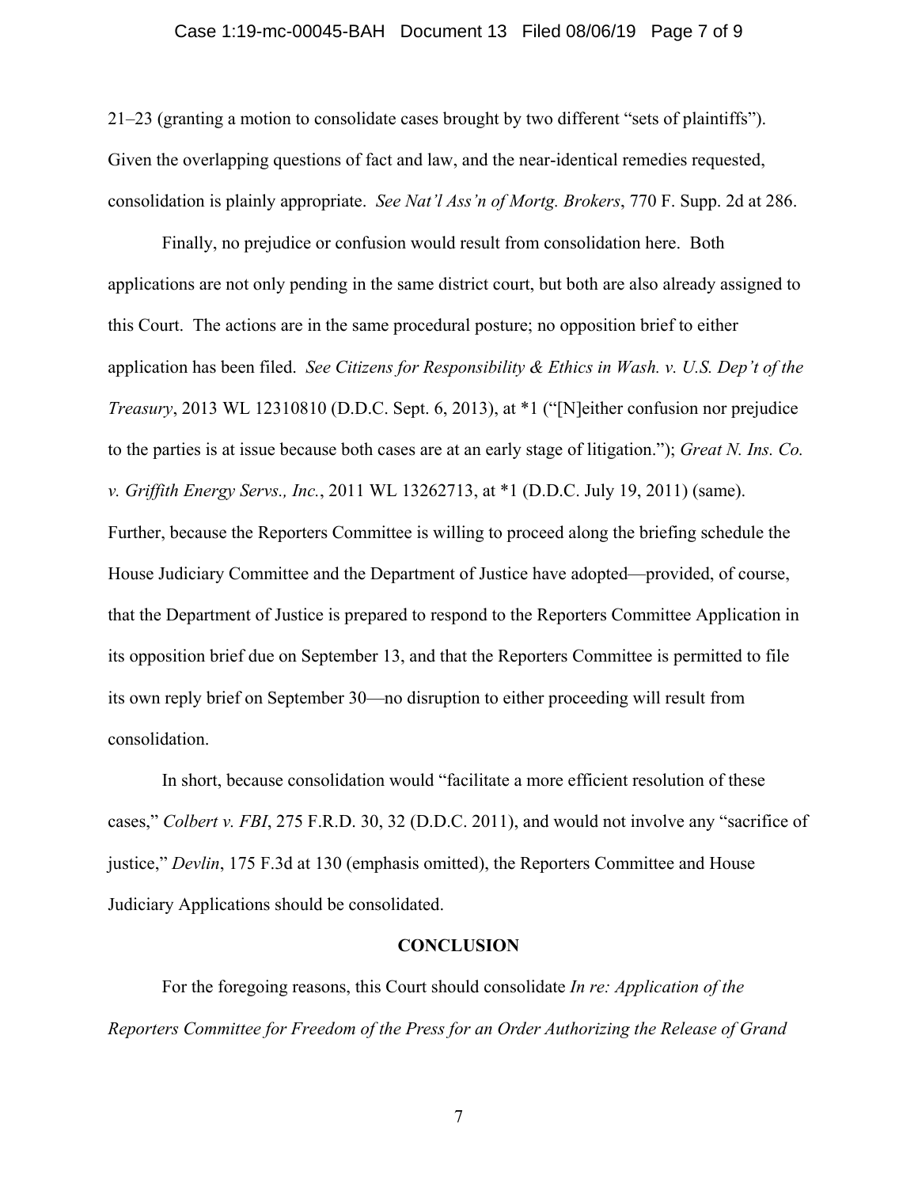21–23 (granting a motion to consolidate cases brought by two different "sets of plaintiffs"). Given the overlapping questions of fact and law, and the near-identical remedies requested, consolidation is plainly appropriate. *See Nat'l Ass'n of Mortg. Brokers*, 770 F. Supp. 2d at 286.

Finally, no prejudice or confusion would result from consolidation here. Both applications are not only pending in the same district court, but both are also already assigned to this Court. The actions are in the same procedural posture; no opposition brief to either application has been filed. *See Citizens for Responsibility & Ethics in Wash. v. U.S. Dep't of the Treasury*, 2013 WL 12310810 (D.D.C. Sept. 6, 2013), at *1 ("[N]either confusion nor prejudice to the parties is at issue because both cases are at an early stage of litigation."); *Great N. Ins. Co. v. Griffith Energy Servs., Inc.*, 2011 WL 13262713, at *1 (D.D.C. July 19, 2011) (same). Further, because the Reporters Committee is willing to proceed along the briefing schedule the House Judiciary Committee and the Department of Justice have adopted—provided, of course, that the Department of Justice is prepared to respond to the Reporters Committee Application in its opposition brief due on September 13, and that the Reporters Committee is permitted to file its own reply brief on September 30—no disruption to either proceeding will result from consolidation.

In short, because consolidation would "facilitate a more efficient resolution of these cases," *Colbert v. FBI*, 275 F.R.D. 30, 32 (D.D.C. 2011), and would not involve any "sacrifice of justice," *Devlin*, 175 F.3d at 130 (emphasis omitted), the Reporters Committee and House Judiciary Applications should be consolidated.

## CONCLUSION

For the foregoing reasons, this Court should consolidate *In re: Application of the Reporters Committee for Freedom of the Press for an Order Authorizing the Release of Grand*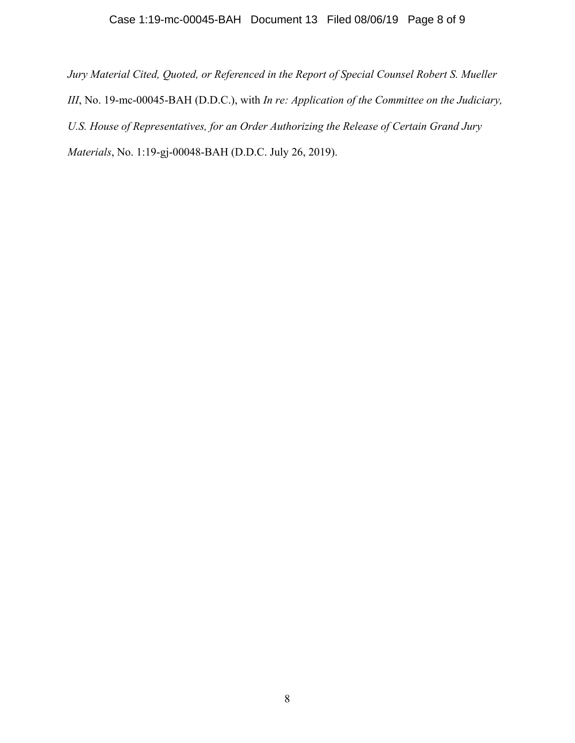*Jury Material Cited, Quoted, or Referenced in the Report of Special Counsel Robert S. Mueller III*, No. 19-mc-00045-BAH (D.D.C.), with *In re: Application of the Committee on the Judiciary, U.S. House of Representatives, for an Order Authorizing the Release of Certain Grand Jury Materials*, No. 1:19-gj-00048-BAH (D.D.C. July 26, 2019).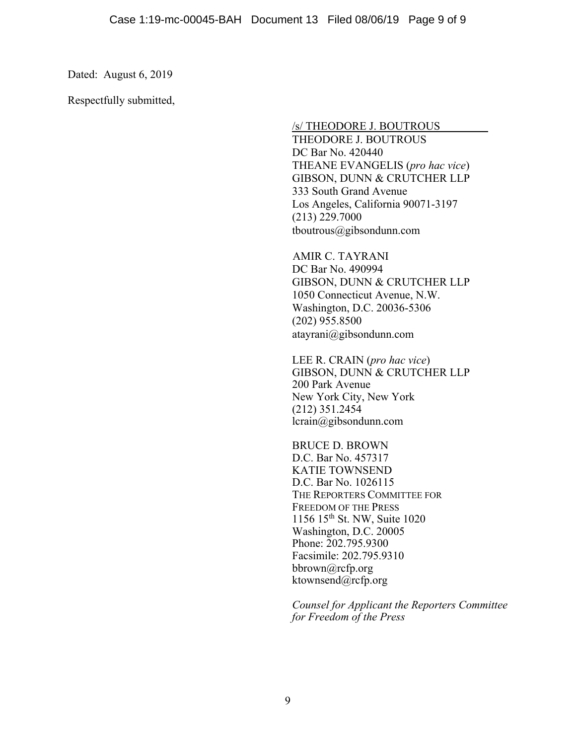Dated: August 6, 2019

Respectfully submitted,

/s/ THEODORE J. BOUTROUS
THEODORE J. BOUTROUS
DC Bar No. 420440
THEANE EVANGELIS (*pro hac vice*)
GIBSON, DUNN & CRUTCHER LLP
333 South Grand Avenue
Los Angeles, California 90071-3197
(213) 229.7000
tboutrous@gibsondunn.com

AMIR C. TAYRANI
DC Bar No. 490994
GIBSON, DUNN & CRUTCHER LLP
1050 Connecticut Avenue, N.W.
Washington, D.C. 20036-5306
(202) 955.8500
atayrani@gibsondunn.com

LEE R. CRAIN (*pro hac vice*)
GIBSON, DUNN & CRUTCHER LLP
200 Park Avenue
New York City, New York
(212) 351.2454
lcrain@gibsondunn.com

BRUCE D. BROWN
D.C. Bar No. 457317
KATIE TOWNSEND
D.C. Bar No. 1026115
THE REPORTERS COMMITTEE FOR
FREEDOM OF THE PRESS
1156 15th St. NW, Suite 1020
Washington, D.C. 20005
Phone: 202.795.9300
Facsimile: 202.795.9310
bbrown@rcfp.org
ktownsend@rcfp.org

*Counsel for Applicant the Reporters Committee for Freedom of the Press*